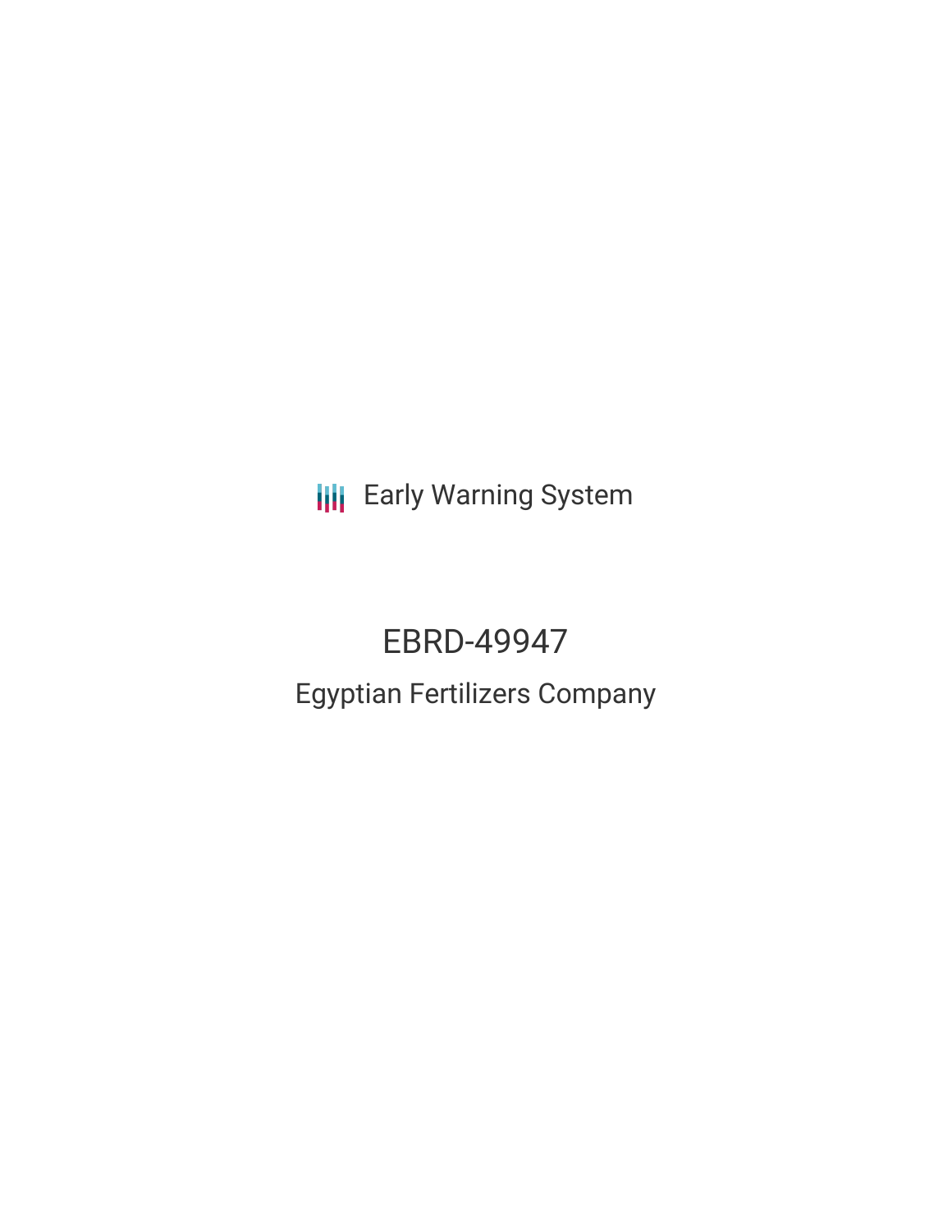Early Warning System

# EBRD-49947

## Egyptian Fertilizers Company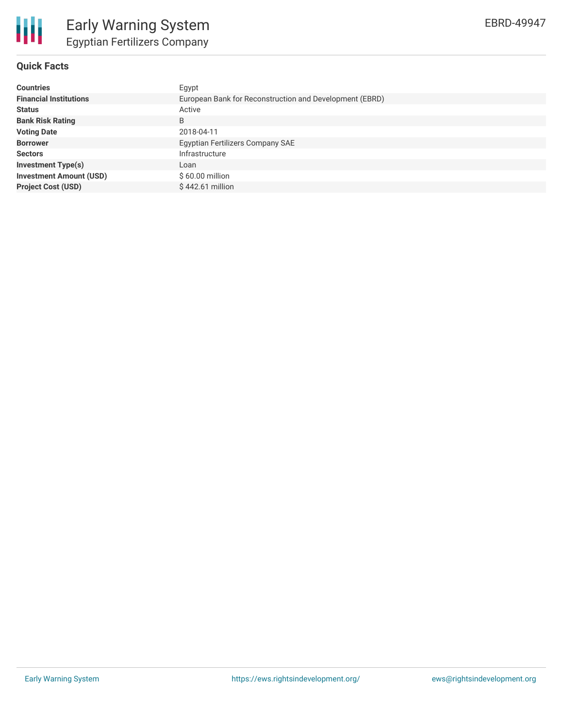# Early Warning System

## Egyptian Fertilizers Company

EBRD-49947

### Quick Facts

| | |
|---|---|
| **Countries** | Egypt |
| **Financial Institutions** | European Bank for Reconstruction and Development (EBRD) |
| **Status** | Active |
| **Bank Risk Rating** | B |
| **Voting Date** | 2018-04-11 |
| **Borrower** | Egyptian Fertilizers Company SAE |
| **Sectors** | Infrastructure |
| **Investment Type(s)** | Loan |
| **Investment Amount (USD)** | $ 60.00 million |
| **Project Cost (USD)** | $ 442.61 million |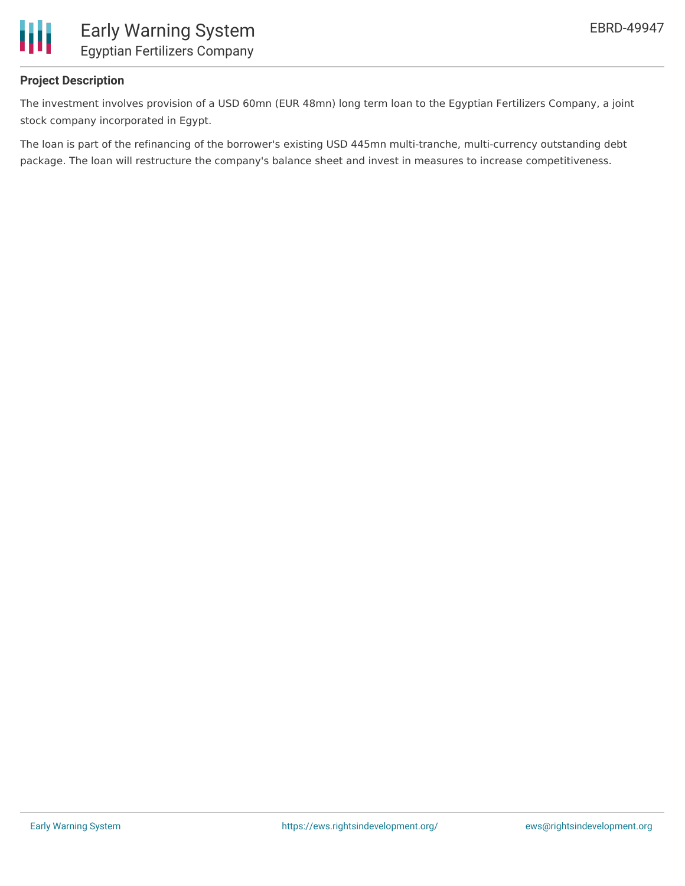## Project Description

The investment involves provision of a USD 60mn (EUR 48mn) long term loan to the Egyptian Fertilizers Company, a joint stock company incorporated in Egypt.

The loan is part of the refinancing of the borrower's existing USD 445mn multi-tranche, multi-currency outstanding debt package. The loan will restructure the company's balance sheet and invest in measures to increase competitiveness.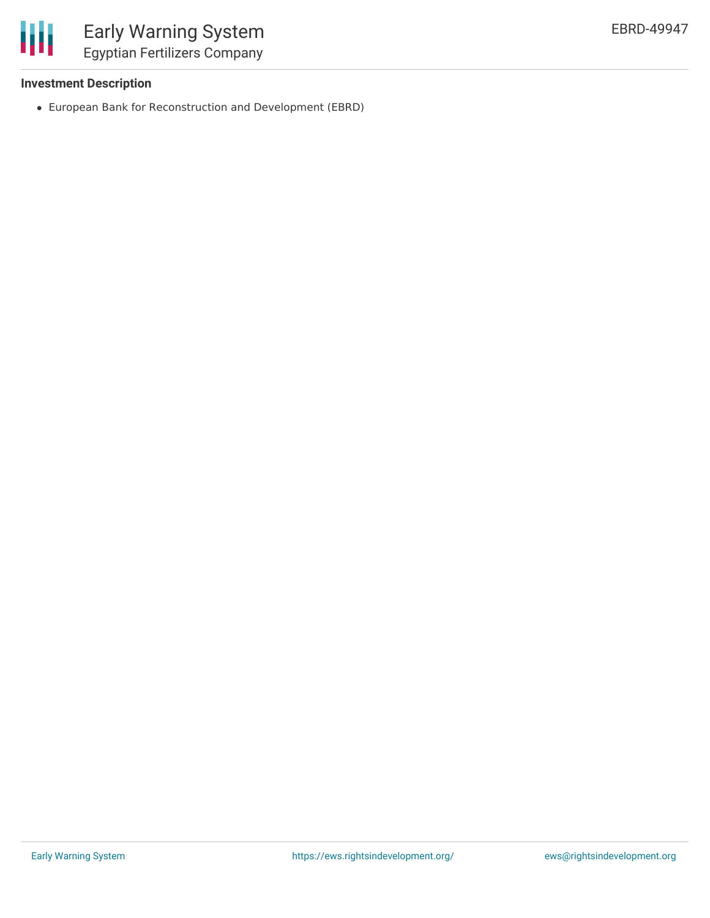### Investment Description

- European Bank for Reconstruction and Development (EBRD)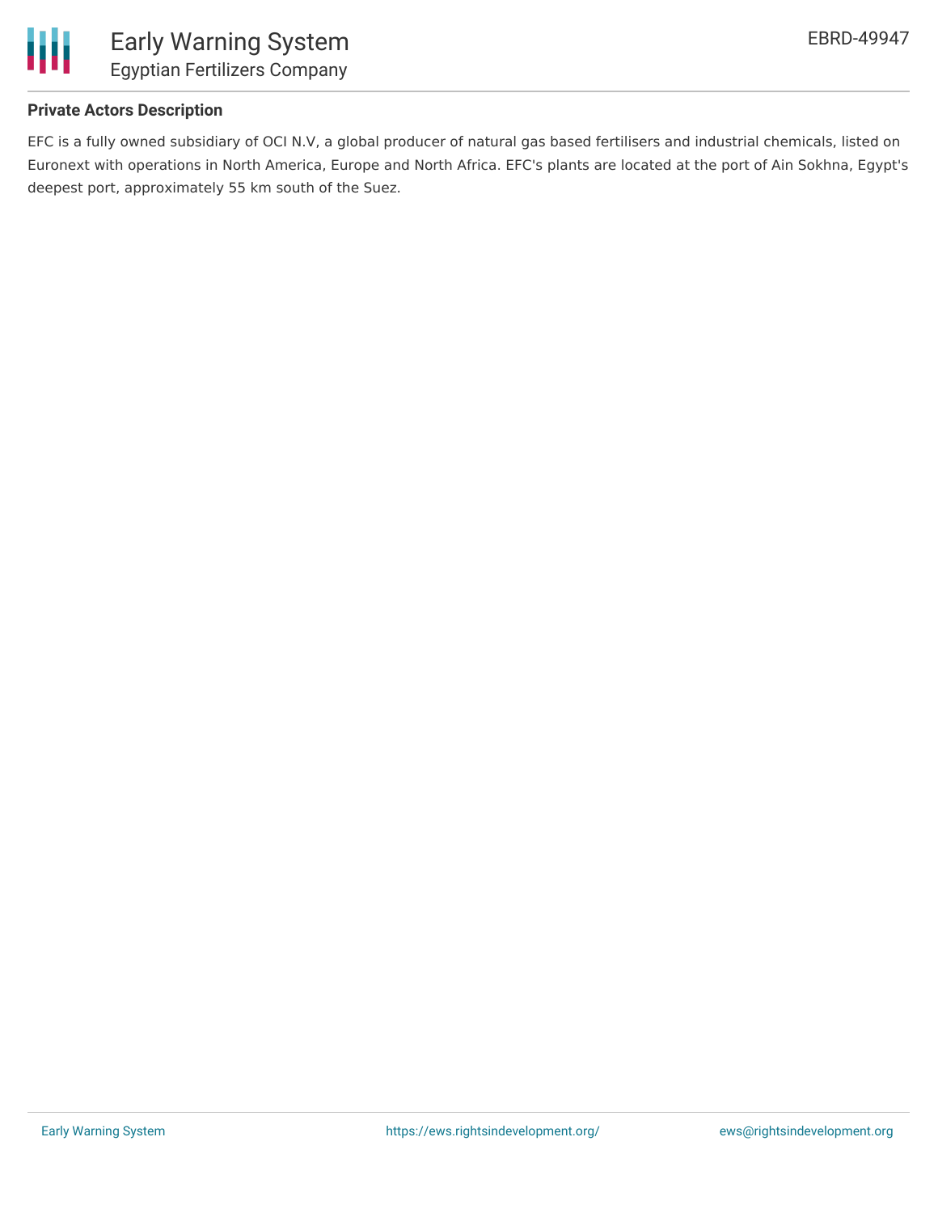### Private Actors Description

EFC is a fully owned subsidiary of OCI N.V, a global producer of natural gas based fertilisers and industrial chemicals, listed on Euronext with operations in North America, Europe and North Africa. EFC's plants are located at the port of Ain Sokhna, Egypt's deepest port, approximately 55 km south of the Suez.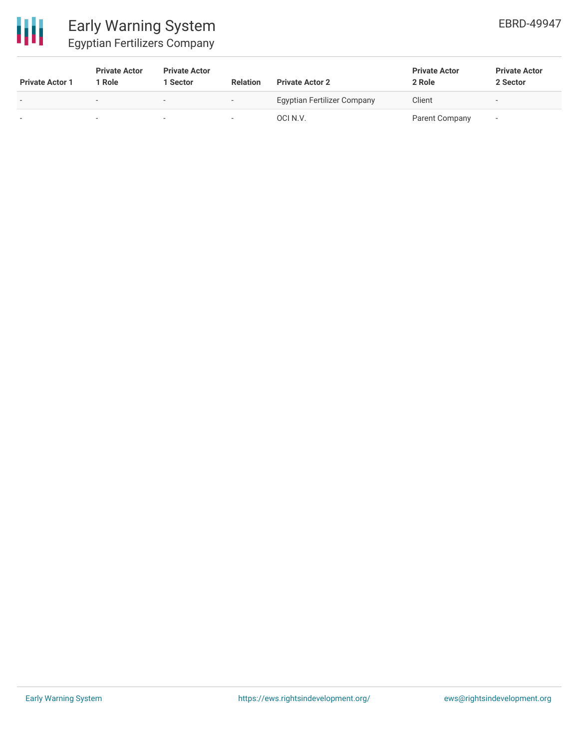| Private Actor 1 | Private Actor 1 Role | Private Actor 1 Sector | Relation | Private Actor 2 | Private Actor 2 Role | Private Actor 2 Sector |
|---|---|---|---|---|---|---|
| - | - | - | - | Egyptian Fertilizer Company | Client | - |
| - | - | - | - | OCI N.V. | Parent Company | - |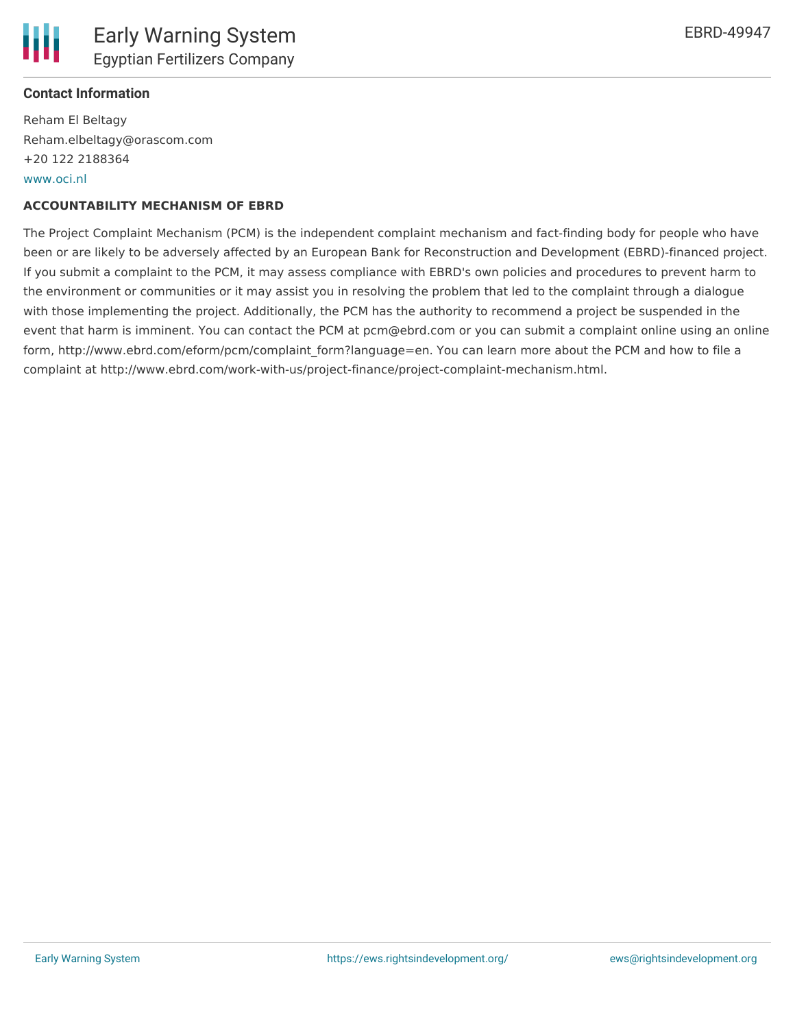#### Contact Information

Reham El Beltagy
Reham.elbeltagy@orascom.com
+20 122 2188364
www.oci.nl

#### ACCOUNTABILITY MECHANISM OF EBRD

The Project Complaint Mechanism (PCM) is the independent complaint mechanism and fact-finding body for people who have been or are likely to be adversely affected by an European Bank for Reconstruction and Development (EBRD)-financed project. If you submit a complaint to the PCM, it may assess compliance with EBRD's own policies and procedures to prevent harm to the environment or communities or it may assist you in resolving the problem that led to the complaint through a dialogue with those implementing the project. Additionally, the PCM has the authority to recommend a project be suspended in the event that harm is imminent. You can contact the PCM at pcm@ebrd.com or you can submit a complaint online using an online form, http://www.ebrd.com/eform/pcm/complaint_form?language=en. You can learn more about the PCM and how to file a complaint at http://www.ebrd.com/work-with-us/project-finance/project-complaint-mechanism.html.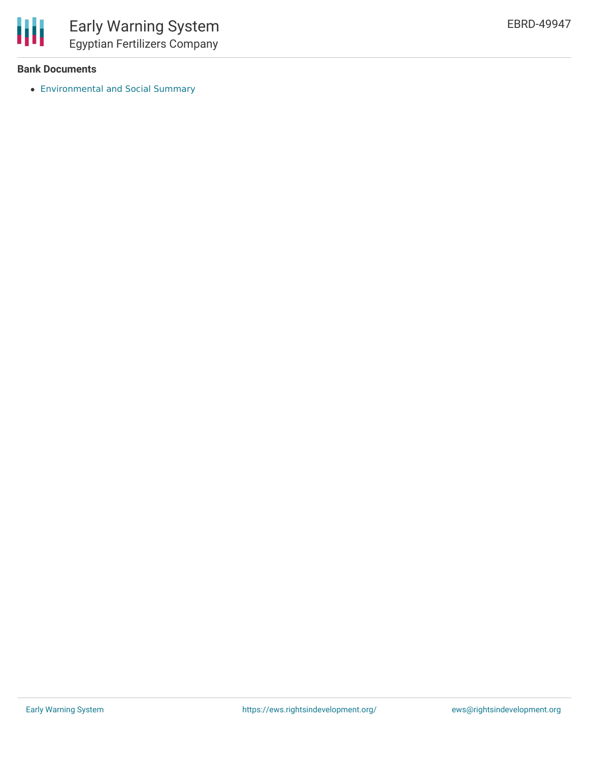**Bank Documents**

- Environmental and Social Summary